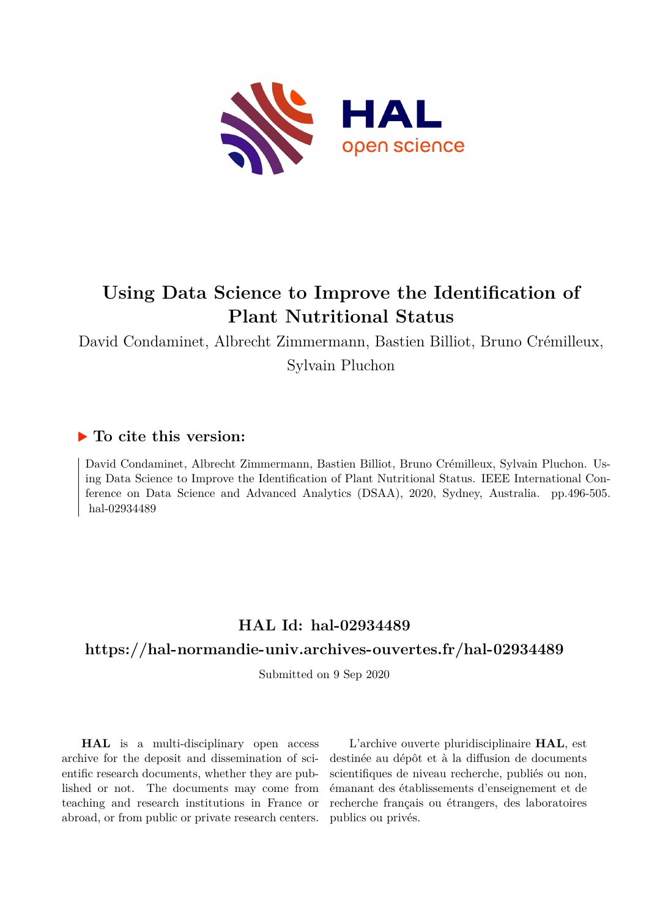# Using Data Science to Improve the Identification of Plant Nutritional Status

David Condaminet, Albrecht Zimmermann, Bastien Billiot, Bruno Crémilleux, Sylvain Pluchon

## ▶ To cite this version:

David Condaminet, Albrecht Zimmermann, Bastien Billiot, Bruno Crémilleux, Sylvain Pluchon. Using Data Science to Improve the Identification of Plant Nutritional Status. IEEE International Conference on Data Science and Advanced Analytics (DSAA), 2020, Sydney, Australia. pp.496-505. hal-02934489

## HAL Id: hal-02934489

## https://hal-normandie-univ.archives-ouvertes.fr/hal-02934489

Submitted on 9 Sep 2020

**HAL** is a multi-disciplinary open access archive for the deposit and dissemination of scientific research documents, whether they are published or not. The documents may come from teaching and research institutions in France or abroad, or from public or private research centers.

L'archive ouverte pluridisciplinaire **HAL**, est destinée au dépôt et à la diffusion de documents scientifiques de niveau recherche, publiés ou non, émanant des établissements d'enseignement et de recherche français ou étrangers, des laboratoires publics ou privés.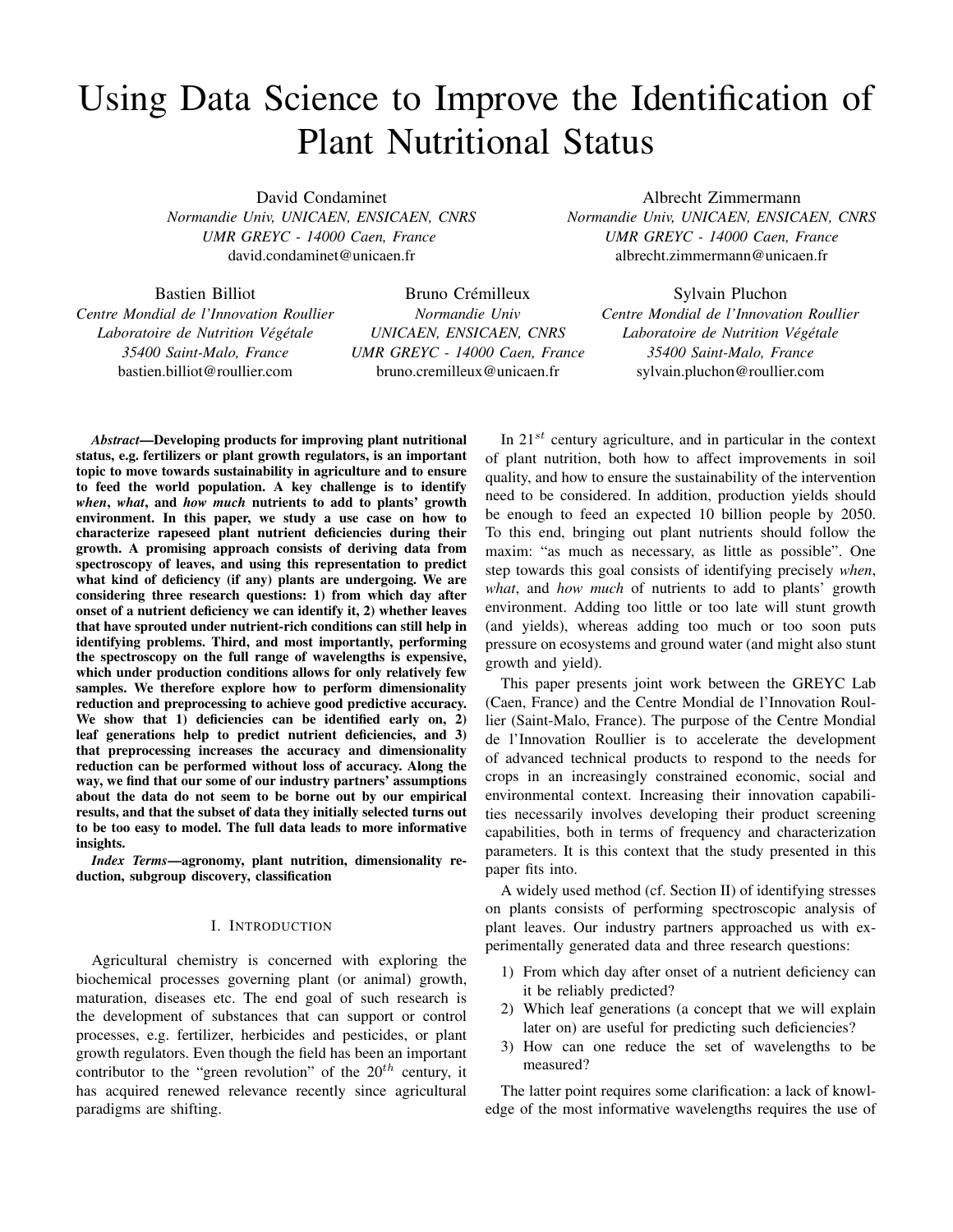# Using Data Science to Improve the Identification of Plant Nutritional Status

David Condaminet
*Normandie Univ, UNICAEN, ENSICAEN, CNRS*
*UMR GREYC - 14000 Caen, France*
david.condaminet@unicaen.fr

Albrecht Zimmermann
*Normandie Univ, UNICAEN, ENSICAEN, CNRS*
*UMR GREYC - 14000 Caen, France*
albrecht.zimmermann@unicaen.fr

Bastien Billiot
*Centre Mondial de l'Innovation Roullier*
*Laboratoire de Nutrition Végétale*
*35400 Saint-Malo, France*
bastien.billiot@roullier.com

Bruno Crémilleux
*Normandie Univ*
*UNICAEN, ENSICAEN, CNRS*
*UMR GREYC - 14000 Caen, France*
bruno.cremilleux@unicaen.fr

Sylvain Pluchon
*Centre Mondial de l'Innovation Roullier*
*Laboratoire de Nutrition Végétale*
*35400 Saint-Malo, France*
sylvain.pluchon@roullier.com

***Abstract*—Developing products for improving plant nutritional status, e.g. fertilizers or plant growth regulators, is an important topic to move towards sustainability in agriculture and to ensure to feed the world population. A key challenge is to identify *when*, *what*, and *how much* nutrients to add to plants' growth environment. In this paper, we study a use case on how to characterize rapeseed plant nutrient deficiencies during their growth. A promising approach consists of deriving data from spectroscopy of leaves, and using this representation to predict what kind of deficiency (if any) plants are undergoing. We are considering three research questions: 1) from which day after onset of a nutrient deficiency we can identify it, 2) whether leaves that have sprouted under nutrient-rich conditions can still help in identifying problems. Third, and most importantly, performing the spectroscopy on the full range of wavelengths is expensive, which under production conditions allows for only relatively few samples. We therefore explore how to perform dimensionality reduction and preprocessing to achieve good predictive accuracy. We show that 1) deficiencies can be identified early on, 2) leaf generations help to predict nutrient deficiencies, and 3) that preprocessing increases the accuracy and dimensionality reduction can be performed without loss of accuracy. Along the way, we find that our some of our industry partners' assumptions about the data do not seem to be borne out by our empirical results, and that the subset of data they initially selected turns out to be too easy to model. The full data leads to more informative insights.**

***Index Terms*—agronomy, plant nutrition, dimensionality reduction, subgroup discovery, classification**

## I. Introduction

Agricultural chemistry is concerned with exploring the biochemical processes governing plant (or animal) growth, maturation, diseases etc. The end goal of such research is the development of substances that can support or control processes, e.g. fertilizer, herbicides and pesticides, or plant growth regulators. Even though the field has been an important contributor to the "green revolution" of the $20^{th}$ century, it has acquired renewed relevance recently since agricultural paradigms are shifting.

In $21^{st}$ century agriculture, and in particular in the context of plant nutrition, both how to affect improvements in soil quality, and how to ensure the sustainability of the intervention need to be considered. In addition, production yields should be enough to feed an expected 10 billion people by 2050. To this end, bringing out plant nutrients should follow the maxim: "as much as necessary, as little as possible". One step towards this goal consists of identifying precisely *when*, *what*, and *how much* of nutrients to add to plants' growth environment. Adding too little or too late will stunt growth (and yields), whereas adding too much or too soon puts pressure on ecosystems and ground water (and might also stunt growth and yield).

This paper presents joint work between the GREYC Lab (Caen, France) and the Centre Mondial de l'Innovation Roullier (Saint-Malo, France). The purpose of the Centre Mondial de l'Innovation Roullier is to accelerate the development of advanced technical products to respond to the needs for crops in an increasingly constrained economic, social and environmental context. Increasing their innovation capabilities necessarily involves developing their product screening capabilities, both in terms of frequency and characterization parameters. It is this context that the study presented in this paper fits into.

A widely used method (cf. Section II) of identifying stresses on plants consists of performing spectroscopic analysis of plant leaves. Our industry partners approached us with experimentally generated data and three research questions:

1) From which day after onset of a nutrient deficiency can it be reliably predicted?
2) Which leaf generations (a concept that we will explain later on) are useful for predicting such deficiencies?
3) How can one reduce the set of wavelengths to be measured?

The latter point requires some clarification: a lack of knowledge of the most informative wavelengths requires the use of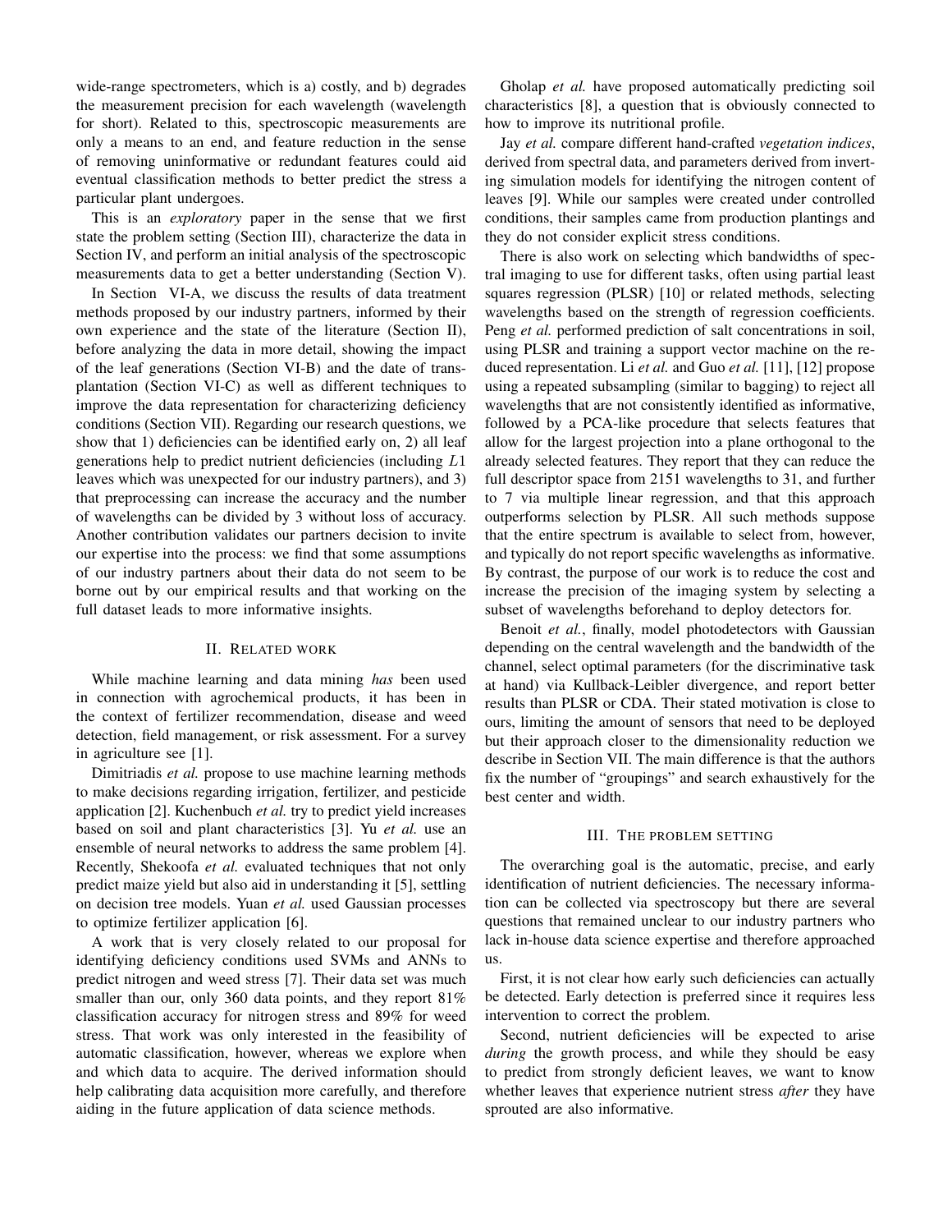wide-range spectrometers, which is a) costly, and b) degrades the measurement precision for each wavelength (wavelength for short). Related to this, spectroscopic measurements are only a means to an end, and feature reduction in the sense of removing uninformative or redundant features could aid eventual classification methods to better predict the stress a particular plant undergoes.

This is an *exploratory* paper in the sense that we first state the problem setting (Section III), characterize the data in Section IV, and perform an initial analysis of the spectroscopic measurements data to get a better understanding (Section V).

In Section VI-A, we discuss the results of data treatment methods proposed by our industry partners, informed by their own experience and the state of the literature (Section II), before analyzing the data in more detail, showing the impact of the leaf generations (Section VI-B) and the date of transplantation (Section VI-C) as well as different techniques to improve the data representation for characterizing deficiency conditions (Section VII). Regarding our research questions, we show that 1) deficiencies can be identified early on, 2) all leaf generations help to predict nutrient deficiencies (including $L1$ leaves which was unexpected for our industry partners), and 3) that preprocessing can increase the accuracy and the number of wavelengths can be divided by 3 without loss of accuracy. Another contribution validates our partners decision to invite our expertise into the process: we find that some assumptions of our industry partners about their data do not seem to be borne out by our empirical results and that working on the full dataset leads to more informative insights.

## II. Related work

While machine learning and data mining *has* been used in connection with agrochemical products, it has been in the context of fertilizer recommendation, disease and weed detection, field management, or risk assessment. For a survey in agriculture see [1].

Dimitriadis *et al.* propose to use machine learning methods to make decisions regarding irrigation, fertilizer, and pesticide application [2]. Kuchenbuch *et al.* try to predict yield increases based on soil and plant characteristics [3]. Yu *et al.* use an ensemble of neural networks to address the same problem [4]. Recently, Shekoofa *et al.* evaluated techniques that not only predict maize yield but also aid in understanding it [5], settling on decision tree models. Yuan *et al.* used Gaussian processes to optimize fertilizer application [6].

A work that is very closely related to our proposal for identifying deficiency conditions used SVMs and ANNs to predict nitrogen and weed stress [7]. Their data set was much smaller than our, only 360 data points, and they report 81% classification accuracy for nitrogen stress and 89% for weed stress. That work was only interested in the feasibility of automatic classification, however, whereas we explore when and which data to acquire. The derived information should help calibrating data acquisition more carefully, and therefore aiding in the future application of data science methods.

Gholap *et al.* have proposed automatically predicting soil characteristics [8], a question that is obviously connected to how to improve its nutritional profile.

Jay *et al.* compare different hand-crafted *vegetation indices*, derived from spectral data, and parameters derived from inverting simulation models for identifying the nitrogen content of leaves [9]. While our samples were created under controlled conditions, their samples came from production plantings and they do not consider explicit stress conditions.

There is also work on selecting which bandwidths of spectral imaging to use for different tasks, often using partial least squares regression (PLSR) [10] or related methods, selecting wavelengths based on the strength of regression coefficients. Peng *et al.* performed prediction of salt concentrations in soil, using PLSR and training a support vector machine on the reduced representation. Li *et al.* and Guo *et al.* [11], [12] propose using a repeated subsampling (similar to bagging) to reject all wavelengths that are not consistently identified as informative, followed by a PCA-like procedure that selects features that allow for the largest projection into a plane orthogonal to the already selected features. They report that they can reduce the full descriptor space from 2151 wavelengths to 31, and further to 7 via multiple linear regression, and that this approach outperforms selection by PLSR. All such methods suppose that the entire spectrum is available to select from, however, and typically do not report specific wavelengths as informative. By contrast, the purpose of our work is to reduce the cost and increase the precision of the imaging system by selecting a subset of wavelengths beforehand to deploy detectors for.

Benoit *et al.*, finally, model photodetectors with Gaussian depending on the central wavelength and the bandwidth of the channel, select optimal parameters (for the discriminative task at hand) via Kullback-Leibler divergence, and report better results than PLSR or CDA. Their stated motivation is close to ours, limiting the amount of sensors that need to be deployed but their approach closer to the dimensionality reduction we describe in Section VII. The main difference is that the authors fix the number of "groupings" and search exhaustively for the best center and width.

## III. The problem setting

The overarching goal is the automatic, precise, and early identification of nutrient deficiencies. The necessary information can be collected via spectroscopy but there are several questions that remained unclear to our industry partners who lack in-house data science expertise and therefore approached us.

First, it is not clear how early such deficiencies can actually be detected. Early detection is preferred since it requires less intervention to correct the problem.

Second, nutrient deficiencies will be expected to arise *during* the growth process, and while they should be easy to predict from strongly deficient leaves, we want to know whether leaves that experience nutrient stress *after* they have sprouted are also informative.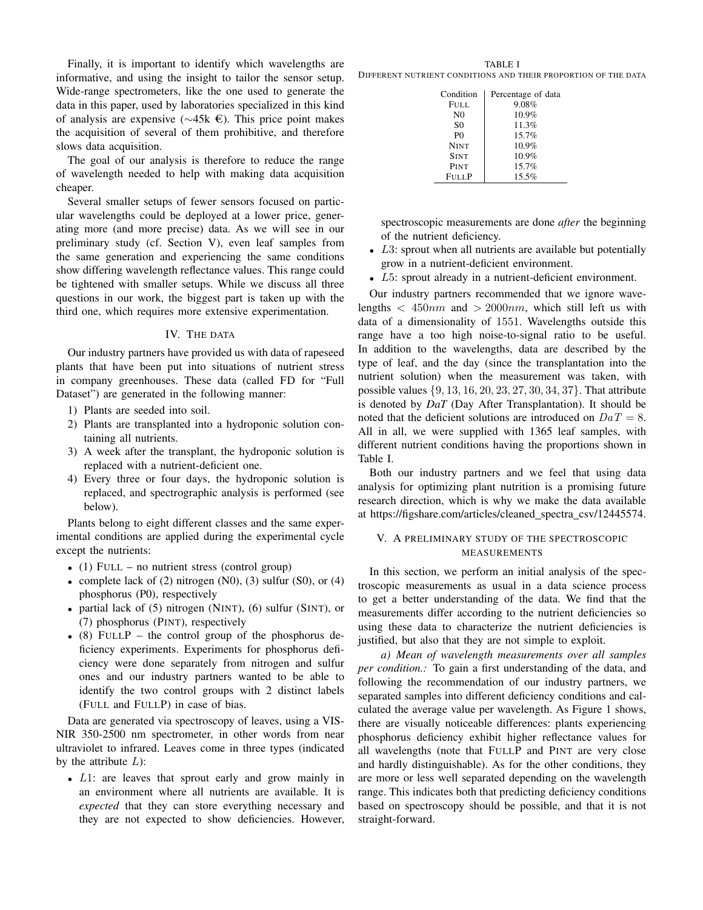Finally, it is important to identify which wavelengths are informative, and using the insight to tailor the sensor setup. Wide-range spectrometers, like the one used to generate the data in this paper, used by laboratories specialized in this kind of analysis are expensive (∼45k €). This price point makes the acquisition of several of them prohibitive, and therefore slows data acquisition.

The goal of our analysis is therefore to reduce the range of wavelength needed to help with making data acquisition cheaper.

Several smaller setups of fewer sensors focused on particular wavelengths could be deployed at a lower price, generating more (and more precise) data. As we will see in our preliminary study (cf. Section V), even leaf samples from the same generation and experiencing the same conditions show differing wavelength reflectance values. This range could be tightened with smaller setups. While we discuss all three questions in our work, the biggest part is taken up with the third one, which requires more extensive experimentation.

## IV. The data

Our industry partners have provided us with data of rapeseed plants that have been put into situations of nutrient stress in company greenhouses. These data (called FD for "Full Dataset") are generated in the following manner:

1) Plants are seeded into soil.
2) Plants are transplanted into a hydroponic solution containing all nutrients.
3) A week after the transplant, the hydroponic solution is replaced with a nutrient-deficient one.
4) Every three or four days, the hydroponic solution is replaced, and spectrographic analysis is performed (see below).

Plants belong to eight different classes and the same experimental conditions are applied during the experimental cycle except the nutrients:

- (1) Full – no nutrient stress (control group)
- complete lack of (2) nitrogen (N0), (3) sulfur (S0), or (4) phosphorus (P0), respectively
- partial lack of (5) nitrogen (Nint), (6) sulfur (Sint), or (7) phosphorus (Pint), respectively
- (8) FullP – the control group of the phosphorus deficiency experiments. Experiments for phosphorus deficiency were done separately from nitrogen and sulfur ones and our industry partners wanted to be able to identify the two control groups with 2 distinct labels (Full and FullP) in case of bias.

Data are generated via spectroscopy of leaves, using a VIS-NIR 350-2500 nm spectrometer, in other words from near ultraviolet to infrared. Leaves come in three types (indicated by the attribute $L$):

- $L1$: are leaves that sprout early and grow mainly in an environment where all nutrients are available. It is *expected* that they can store everything necessary and they are not expected to show deficiencies. However, spectroscopic measurements are done *after* the beginning of the nutrient deficiency.
- $L3$: sprout when all nutrients are available but potentially grow in a nutrient-deficient environment.
- $L5$: sprout already in a nutrient-deficient environment.

TABLE I
Different nutrient conditions and their proportion of the data

| Condition | Percentage of data |
|---|---|
| Full | 9.08% |
| N0 | 10.9% |
| S0 | 11.3% |
| P0 | 15.7% |
| Nint | 10.9% |
| Sint | 10.9% |
| Pint | 15.7% |
| FullP | 15.5% |

Our industry partners recommended that we ignore wavelengths $< 450nm$ and $> 2000nm$, which still left us with data of a dimensionality of 1551. Wavelengths outside this range have a too high noise-to-signal ratio to be useful. In addition to the wavelengths, data are described by the type of leaf, and the day (since the transplantation into the nutrient solution) when the measurement was taken, with possible values $\{9, 13, 16, 20, 23, 27, 30, 34, 37\}$. That attribute is denoted by ***DaT*** (Day After Transplantation). It should be noted that the deficient solutions are introduced on $DaT = 8$. All in all, we were supplied with 1365 leaf samples, with different nutrient conditions having the proportions shown in Table I.

Both our industry partners and we feel that using data analysis for optimizing plant nutrition is a promising future research direction, which is why we make the data available at https://figshare.com/articles/cleaned_spectra_csv/12445574.

## V. A preliminary study of the spectroscopic measurements

In this section, we perform an initial analysis of the spectroscopic measurements as usual in a data science process to get a better understanding of the data. We find that the measurements differ according to the nutrient deficiencies so using these data to characterize the nutrient deficiencies is justified, but also that they are not simple to exploit.

*a) Mean of wavelength measurements over all samples per condition.:* To gain a first understanding of the data, and following the recommendation of our industry partners, we separated samples into different deficiency conditions and calculated the average value per wavelength. As Figure 1 shows, there are visually noticeable differences: plants experiencing phosphorus deficiency exhibit higher reflectance values for all wavelengths (note that FullP and Pint are very close and hardly distinguishable). As for the other conditions, they are more or less well separated depending on the wavelength range. This indicates both that predicting deficiency conditions based on spectroscopy should be possible, and that it is not straight-forward.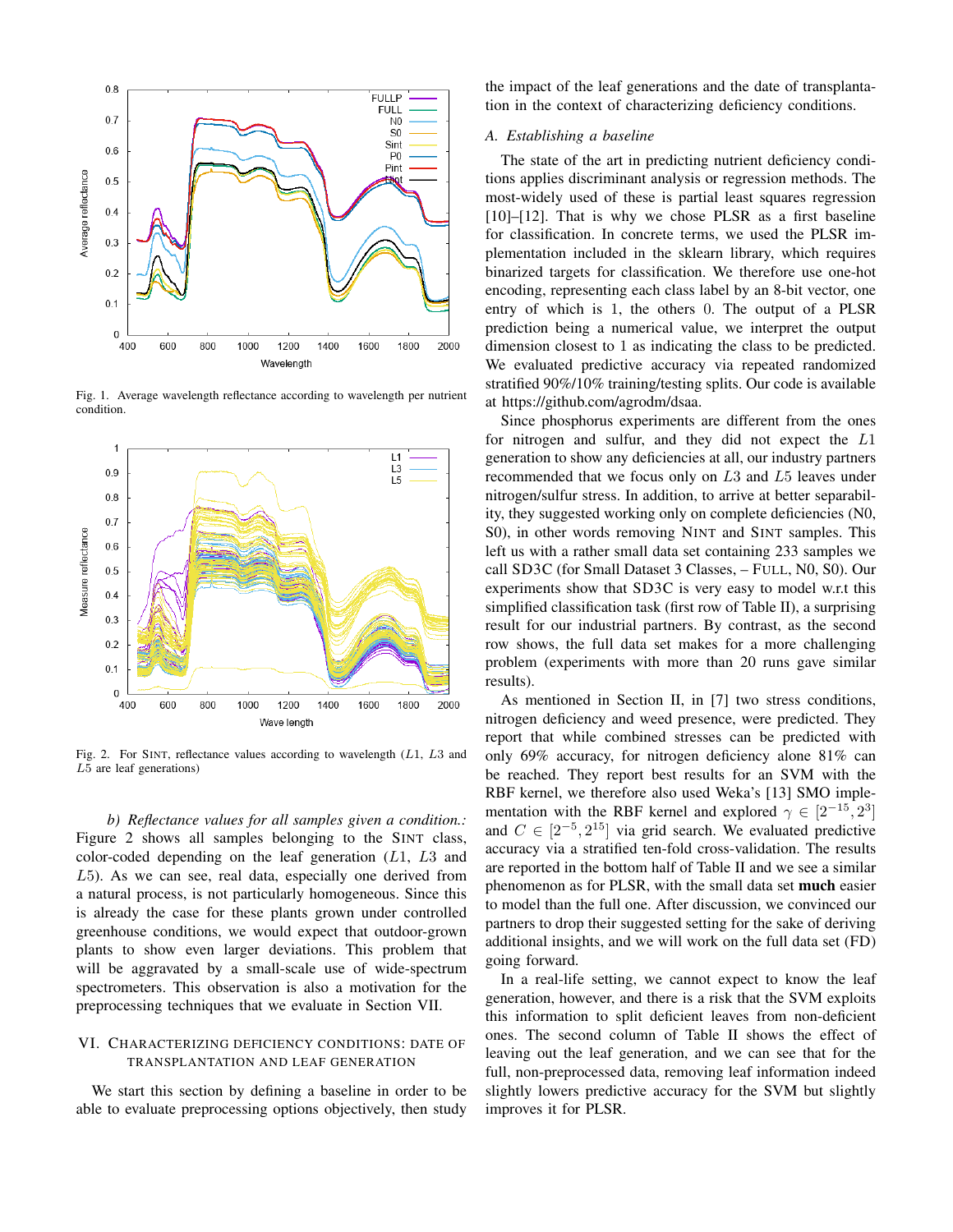Fig. 1. Average wavelength reflectance according to wavelength per nutrient condition.

Fig. 2. For SINT, reflectance values according to wavelength ($L1$, $L3$ and $L5$ are leaf generations)

*b) Reflectance values for all samples given a condition.:* Figure 2 shows all samples belonging to the SINT class, color-coded depending on the leaf generation ($L1$, $L3$ and $L5$). As we can see, real data, especially one derived from a natural process, is not particularly homogeneous. Since this is already the case for these plants grown under controlled greenhouse conditions, we would expect that outdoor-grown plants to show even larger deviations. This problem will be aggravated by a small-scale use of wide-spectrum spectrometers. This observation is also a motivation for the preprocessing techniques that we evaluate in Section VII.

## VI. CHARACTERIZING DEFICIENCY CONDITIONS: DATE OF TRANSPLANTATION AND LEAF GENERATION

We start this section by defining a baseline in order to be able to evaluate preprocessing options objectively, then study the impact of the leaf generations and the date of transplantation in the context of characterizing deficiency conditions.

### A. Establishing a baseline

The state of the art in predicting nutrient deficiency conditions applies discriminant analysis or regression methods. The most-widely used of these is partial least squares regression [10]–[12]. That is why we chose PLSR as a first baseline for classification. In concrete terms, we used the PLSR implementation included in the sklearn library, which requires binarized targets for classification. We therefore use one-hot encoding, representing each class label by an 8-bit vector, one entry of which is 1, the others 0. The output of a PLSR prediction being a numerical value, we interpret the output dimension closest to 1 as indicating the class to be predicted. We evaluated predictive accuracy via repeated randomized stratified 90%/10% training/testing splits. Our code is available at https://github.com/agrodm/dsaa.

Since phosphorus experiments are different from the ones for nitrogen and sulfur, and they did not expect the $L1$ generation to show any deficiencies at all, our industry partners recommended that we focus only on $L3$ and $L5$ leaves under nitrogen/sulfur stress. In addition, to arrive at better separability, they suggested working only on complete deficiencies (N0, S0), in other words removing NINT and SINT samples. This left us with a rather small data set containing 233 samples we call SD3C (for Small Dataset 3 Classes, – FULL, N0, S0). Our experiments show that SD3C is very easy to model w.r.t this simplified classification task (first row of Table II), a surprising result for our industrial partners. By contrast, as the second row shows, the full data set makes for a more challenging problem (experiments with more than 20 runs gave similar results).

As mentioned in Section II, in [7] two stress conditions, nitrogen deficiency and weed presence, were predicted. They report that while combined stresses can be predicted with only 69% accuracy, for nitrogen deficiency alone 81% can be reached. They report best results for an SVM with the RBF kernel, we therefore also used Weka's [13] SMO implementation with the RBF kernel and explored $\gamma \in [2^{-15}, 2^{3}]$ and $C \in [2^{-5}, 2^{15}]$ via grid search. We evaluated predictive accuracy via a stratified ten-fold cross-validation. The results are reported in the bottom half of Table II and we see a similar phenomenon as for PLSR, with the small data set **much** easier to model than the full one. After discussion, we convinced our partners to drop their suggested setting for the sake of deriving additional insights, and we will work on the full data set (FD) going forward.

In a real-life setting, we cannot expect to know the leaf generation, however, and there is a risk that the SVM exploits this information to split deficient leaves from non-deficient ones. The second column of Table II shows the effect of leaving out the leaf generation, and we can see that for the full, non-preprocessed data, removing leaf information indeed slightly lowers predictive accuracy for the SVM but slightly improves it for PLSR.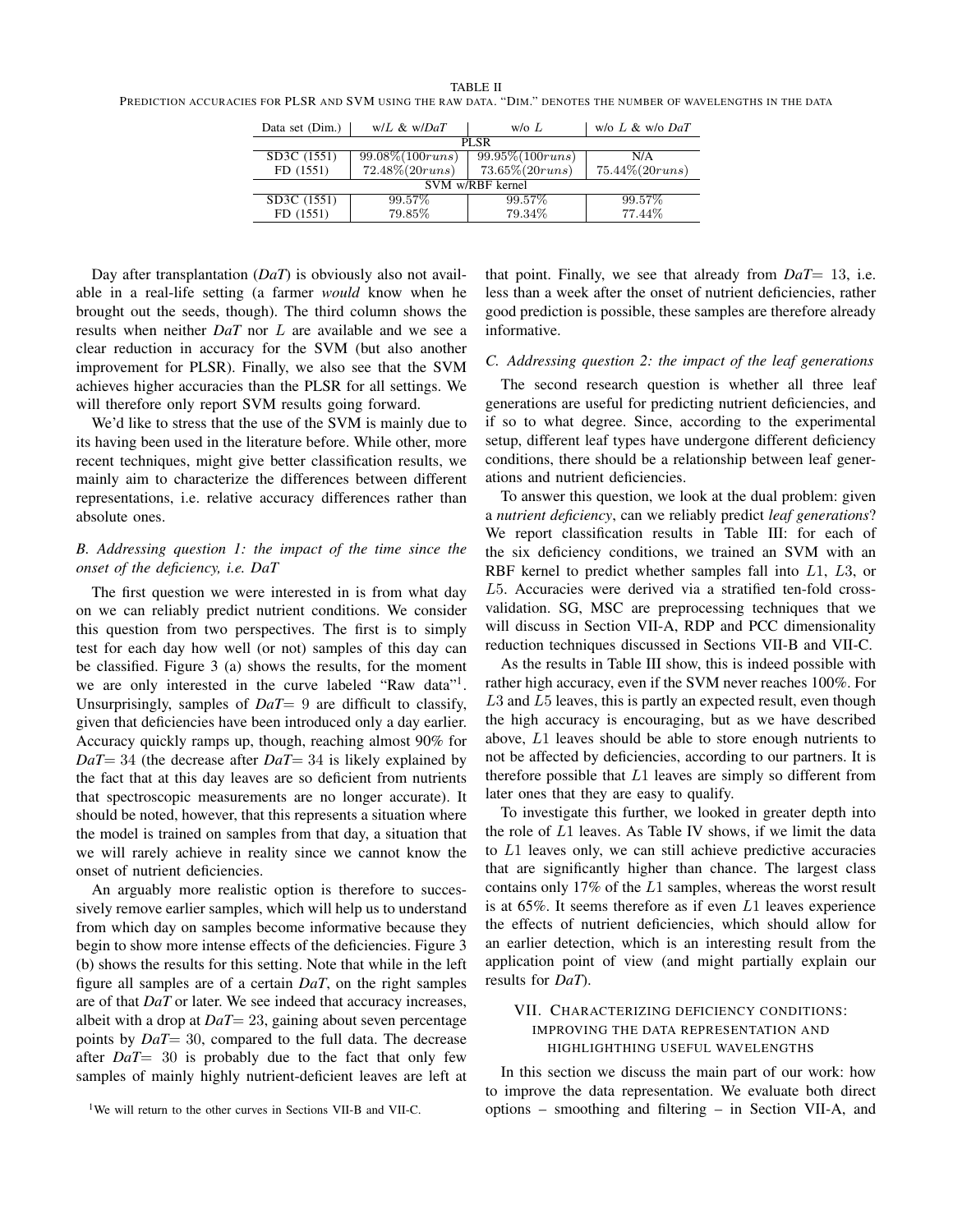TABLE II
PREDICTION ACCURACIES FOR PLSR AND SVM USING THE RAW DATA. "DIM." DENOTES THE NUMBER OF WAVELENGTHS IN THE DATA

| Data set (Dim.) | w/$L$ & w/*DaT* | w/o $L$ | w/o $L$ & w/o *DaT* |
|---|---|---|---|
| PLSR | | | |
| SD3C (1551) | $99.08\%(100runs)$ | $99.95\%(100runs)$ | N/A |
| FD (1551) | $72.48\%(20runs)$ | $73.65\%(20runs)$ | $75.44\%(20runs)$ |
| SVM w/RBF kernel | | | |
| SD3C (1551) | $99.57\%$ | $99.57\%$ | $99.57\%$ |
| FD (1551) | $79.85\%$ | $79.34\%$ | $77.44\%$ |

Day after transplantation (*DaT*) is obviously also not available in a real-life setting (a farmer *would* know when he brought out the seeds, though). The third column shows the results when neither *DaT* nor $L$ are available and we see a clear reduction in accuracy for the SVM (but also another improvement for PLSR). Finally, we also see that the SVM achieves higher accuracies than the PLSR for all settings. We will therefore only report SVM results going forward.

We'd like to stress that the use of the SVM is mainly due to its having been used in the literature before. While other, more recent techniques, might give better classification results, we mainly aim to characterize the differences between different representations, i.e. relative accuracy differences rather than absolute ones.

### B. Addressing question 1: the impact of the time since the onset of the deficiency, i.e. DaT

The first question we were interested in is from what day on we can reliably predict nutrient conditions. We consider this question from two perspectives. The first is to simply test for each day how well (or not) samples of this day can be classified. Figure 3 (a) shows the results, for the moment we are only interested in the curve labeled "Raw data"[1]. Unsurprisingly, samples of *DaT*$= 9$ are difficult to classify, given that deficiencies have been introduced only a day earlier. Accuracy quickly ramps up, though, reaching almost 90% for *DaT*$= 34$ (the decrease after *DaT*$= 34$ is likely explained by the fact that at this day leaves are so deficient from nutrients that spectroscopic measurements are no longer accurate). It should be noted, however, that this represents a situation where the model is trained on samples from that day, a situation that we will rarely achieve in reality since we cannot know the onset of nutrient deficiencies.

An arguably more realistic option is therefore to successively remove earlier samples, which will help us to understand from which day on samples become informative because they begin to show more intense effects of the deficiencies. Figure 3 (b) shows the results for this setting. Note that while in the left figure all samples are of a certain *DaT*, on the right samples are of that *DaT* or later. We see indeed that accuracy increases, albeit with a drop at *DaT*$= 23$, gaining about seven percentage points by *DaT*$= 30$, compared to the full data. The decrease after *DaT*$= 30$ is probably due to the fact that only few samples of mainly highly nutrient-deficient leaves are left at that point. Finally, we see that already from *DaT*$= 13$, i.e. less than a week after the onset of nutrient deficiencies, rather good prediction is possible, these samples are therefore already informative.

[1]We will return to the other curves in Sections VII-B and VII-C.

### C. Addressing question 2: the impact of the leaf generations

The second research question is whether all three leaf generations are useful for predicting nutrient deficiencies, and if so to what degree. Since, according to the experimental setup, different leaf types have undergone different deficiency conditions, there should be a relationship between leaf generations and nutrient deficiencies.

To answer this question, we look at the dual problem: given a *nutrient deficiency*, can we reliably predict *leaf generations*? We report classification results in Table III: for each of the six deficiency conditions, we trained an SVM with an RBF kernel to predict whether samples fall into $L1$, $L3$, or $L5$. Accuracies were derived via a stratified ten-fold cross-validation. SG, MSC are preprocessing techniques that we will discuss in Section VII-A, RDP and PCC dimensionality reduction techniques discussed in Sections VII-B and VII-C.

As the results in Table III show, this is indeed possible with rather high accuracy, even if the SVM never reaches 100%. For $L3$ and $L5$ leaves, this is partly an expected result, even though the high accuracy is encouraging, but as we have described above, $L1$ leaves should be able to store enough nutrients to not be affected by deficiencies, according to our partners. It is therefore possible that $L1$ leaves are simply so different from later ones that they are easy to qualify.

To investigate this further, we looked in greater depth into the role of $L1$ leaves. As Table IV shows, if we limit the data to $L1$ leaves only, we can still achieve predictive accuracies that are significantly higher than chance. The largest class contains only 17% of the $L1$ samples, whereas the worst result is at 65%. It seems therefore as if even $L1$ leaves experience the effects of nutrient deficiencies, which should allow for an earlier detection, which is an interesting result from the application point of view (and might partially explain our results for *DaT*).

## VII. CHARACTERIZING DEFICIENCY CONDITIONS: IMPROVING THE DATA REPRESENTATION AND HIGHLIGHTHING USEFUL WAVELENGTHS

In this section we discuss the main part of our work: how to improve the data representation. We evaluate both direct options – smoothing and filtering – in Section VII-A, and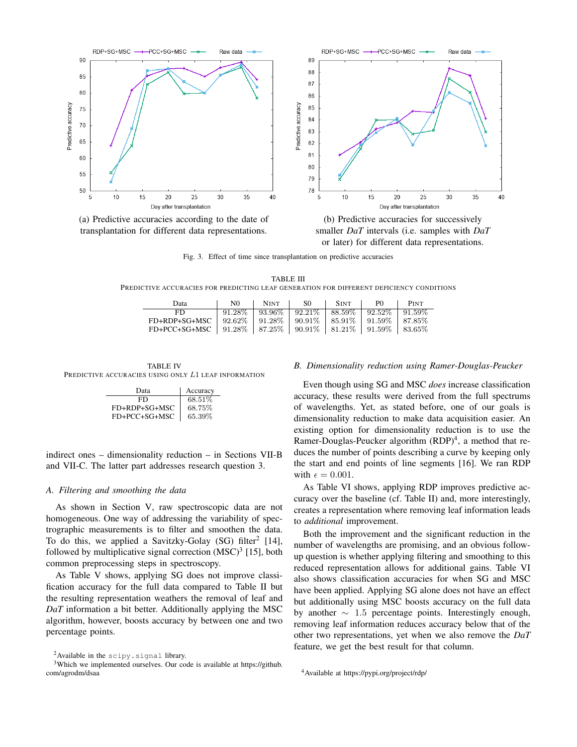(a) Predictive accuracies according to the date of transplantation for different data representations.

(b) Predictive accuracies for successively smaller *DaT* intervals (i.e. samples with *DaT* or later) for different data representations.

Fig. 3. Effect of time since transplantation on predictive accuracies

TABLE III
PREDICTIVE ACCURACIES FOR PREDICTING LEAF GENERATION FOR DIFFERENT DEFICIENCY CONDITIONS

| Data | N0 | NINT | S0 | SINT | P0 | PINT |
|---|---|---|---|---|---|---|
| FD | 91.28% | 93.96% | 92.21% | 88.59% | 92.52% | 91.59% |
| FD+RDP+SG+MSC | 92.62% | 91.28% | 90.91% | 85.91% | 91.59% | 87.85% |
| FD+PCC+SG+MSC | 91.28% | 87.25% | 90.91% | 81.21% | 91.59% | 83.65% |

TABLE IV
PREDICTIVE ACCURACIES USING ONLY $L1$ LEAF INFORMATION

| Data | Accuracy |
|---|---|
| FD | 68.51% |
| FD+RDP+SG+MSC | 68.75% |
| FD+PCC+SG+MSC | 65.39% |

indirect ones – dimensionality reduction – in Sections VII-B and VII-C. The latter part addresses research question 3.

### A. Filtering and smoothing the data

As shown in Section V, raw spectroscopic data are not homogeneous. One way of addressing the variability of spectrographic measurements is to filter and smoothen the data. To do this, we applied a Savitzky-Golay (SG) filter[2] [14], followed by multiplicative signal correction (MSC)[3] [15], both common preprocessing steps in spectroscopy.

As Table V shows, applying SG does not improve classification accuracy for the full data compared to Table II but the resulting representation weathers the removal of leaf and *DaT* information a bit better. Additionally applying the MSC algorithm, however, boosts accuracy by between one and two percentage points.

[2]Available in the `scipy.signal` library.
[3]Which we implemented ourselves. Our code is available at https://github.com/agrodm/dsaa

### B. Dimensionality reduction using Ramer-Douglas-Peucker

Even though using SG and MSC *does* increase classification accuracy, these results were derived from the full spectrums of wavelengths. Yet, as stated before, one of our goals is dimensionality reduction to make data acquisition easier. An existing option for dimensionality reduction is to use the Ramer-Douglas-Peucker algorithm (RDP)[4], a method that reduces the number of points describing a curve by keeping only the start and end points of line segments [16]. We ran RDP with $\epsilon = 0.001$.

As Table VI shows, applying RDP improves predictive accuracy over the baseline (cf. Table II) and, more interestingly, creates a representation where removing leaf information leads to *additional* improvement.

Both the improvement and the significant reduction in the number of wavelengths are promising, and an obvious follow-up question is whether applying filtering and smoothing to this reduced representation allows for additional gains. Table VI also shows classification accuracies for when SG and MSC have been applied. Applying SG alone does not have an effect but additionally using MSC boosts accuracy on the full data by another $\sim 1.5$ percentage points. Interestingly enough, removing leaf information reduces accuracy below that of the other two representations, yet when we also remove the *DaT* feature, we get the best result for that column.

[4]Available at https://pypi.org/project/rdp/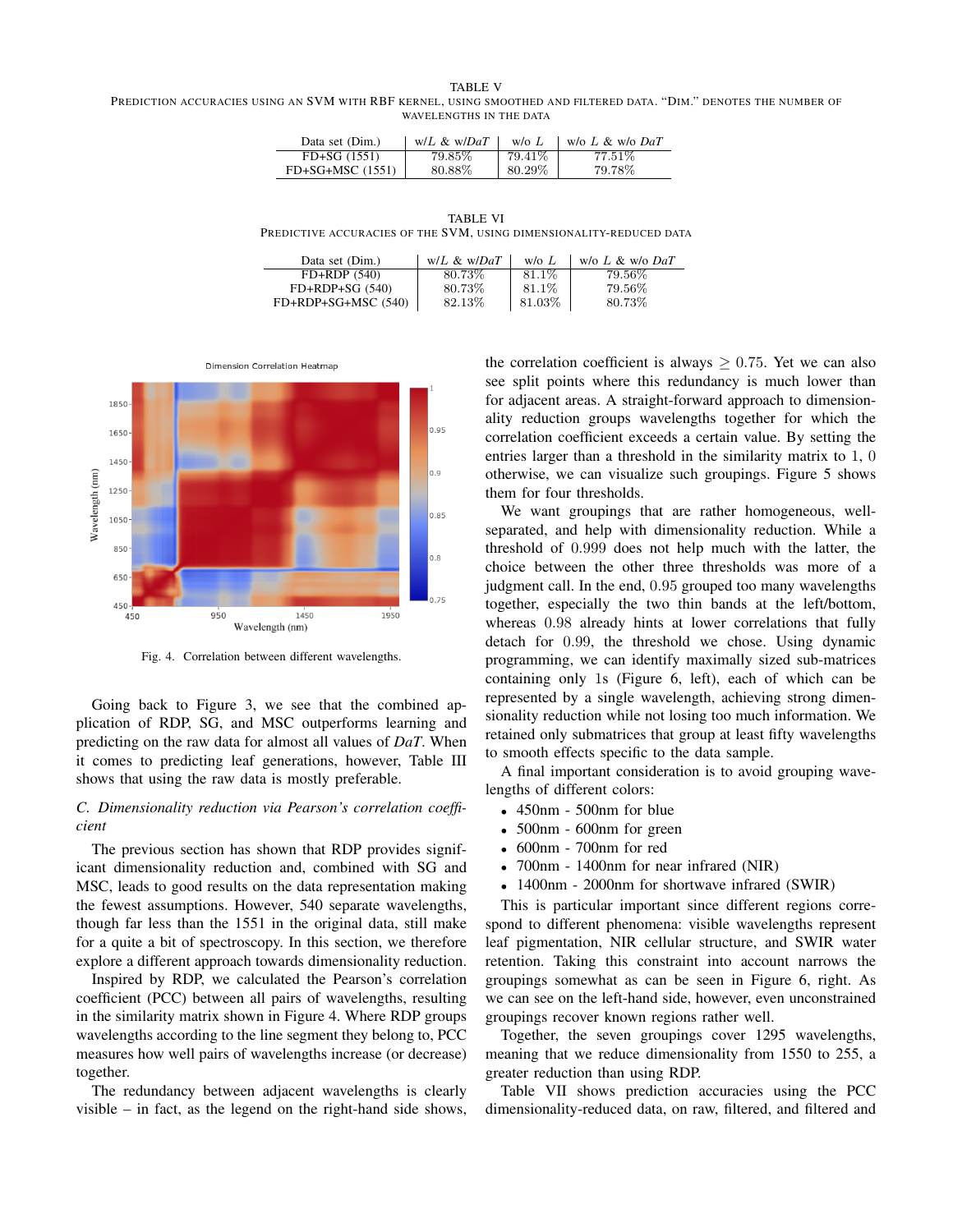TABLE V

PREDICTION ACCURACIES USING AN SVM WITH RBF KERNEL, USING SMOOTHED AND FILTERED DATA. "DIM." DENOTES THE NUMBER OF WAVELENGTHS IN THE DATA

| Data set (Dim.) | w/$L$ & w/*DaT* | w/o $L$ | w/o $L$ & w/o *DaT* |
|---|---|---|---|
| FD+SG (1551) | 79.85% | 79.41% | 77.51% |
| FD+SG+MSC (1551) | 80.88% | 80.29% | 79.78% |

TABLE VI

PREDICTIVE ACCURACIES OF THE SVM, USING DIMENSIONALITY-REDUCED DATA

| Data set (Dim.) | w/$L$ & w/*DaT* | w/o $L$ | w/o $L$ & w/o *DaT* |
|---|---|---|---|
| FD+RDP (540) | 80.73% | 81.1% | 79.56% |
| FD+RDP+SG (540) | 80.73% | 81.1% | 79.56% |
| FD+RDP+SG+MSC (540) | 82.13% | 81.03% | 80.73% |

Fig. 4. Correlation between different wavelengths.

Going back to Figure 3, we see that the combined application of RDP, SG, and MSC outperforms learning and predicting on the raw data for almost all values of *DaT*. When it comes to predicting leaf generations, however, Table III shows that using the raw data is mostly preferable.

### C. Dimensionality reduction via Pearson's correlation coefficient

The previous section has shown that RDP provides significant dimensionality reduction and, combined with SG and MSC, leads to good results on the data representation making the fewest assumptions. However, 540 separate wavelengths, though far less than the 1551 in the original data, still make for a quite a bit of spectroscopy. In this section, we therefore explore a different approach towards dimensionality reduction.

Inspired by RDP, we calculated the Pearson's correlation coefficient (PCC) between all pairs of wavelengths, resulting in the similarity matrix shown in Figure 4. Where RDP groups wavelengths according to the line segment they belong to, PCC measures how well pairs of wavelengths increase (or decrease) together.

The redundancy between adjacent wavelengths is clearly visible – in fact, as the legend on the right-hand side shows, the correlation coefficient is always $\geq 0.75$. Yet we can also see split points where this redundancy is much lower than for adjacent areas. A straight-forward approach to dimensionality reduction groups wavelengths together for which the correlation coefficient exceeds a certain value. By setting the entries larger than a threshold in the similarity matrix to 1, 0 otherwise, we can visualize such groupings. Figure 5 shows them for four thresholds.

We want groupings that are rather homogeneous, well-separated, and help with dimensionality reduction. While a threshold of 0.999 does not help much with the latter, the choice between the other three thresholds was more of a judgment call. In the end, 0.95 grouped too many wavelengths together, especially the two thin bands at the left/bottom, whereas 0.98 already hints at lower correlations that fully detach for 0.99, the threshold we chose. Using dynamic programming, we can identify maximally sized sub-matrices containing only 1s (Figure 6, left), each of which can be represented by a single wavelength, achieving strong dimensionality reduction while not losing too much information. We retained only submatrices that group at least fifty wavelengths to smooth effects specific to the data sample.

A final important consideration is to avoid grouping wavelengths of different colors:

- 450nm - 500nm for blue
- 500nm - 600nm for green
- 600nm - 700nm for red
- 700nm - 1400nm for near infrared (NIR)
- 1400nm - 2000nm for shortwave infrared (SWIR)

This is particular important since different regions correspond to different phenomena: visible wavelengths represent leaf pigmentation, NIR cellular structure, and SWIR water retention. Taking this constraint into account narrows the groupings somewhat as can be seen in Figure 6, right. As we can see on the left-hand side, however, even unconstrained groupings recover known regions rather well.

Together, the seven groupings cover 1295 wavelengths, meaning that we reduce dimensionality from 1550 to 255, a greater reduction than using RDP.

Table VII shows prediction accuracies using the PCC dimensionality-reduced data, on raw, filtered, and filtered and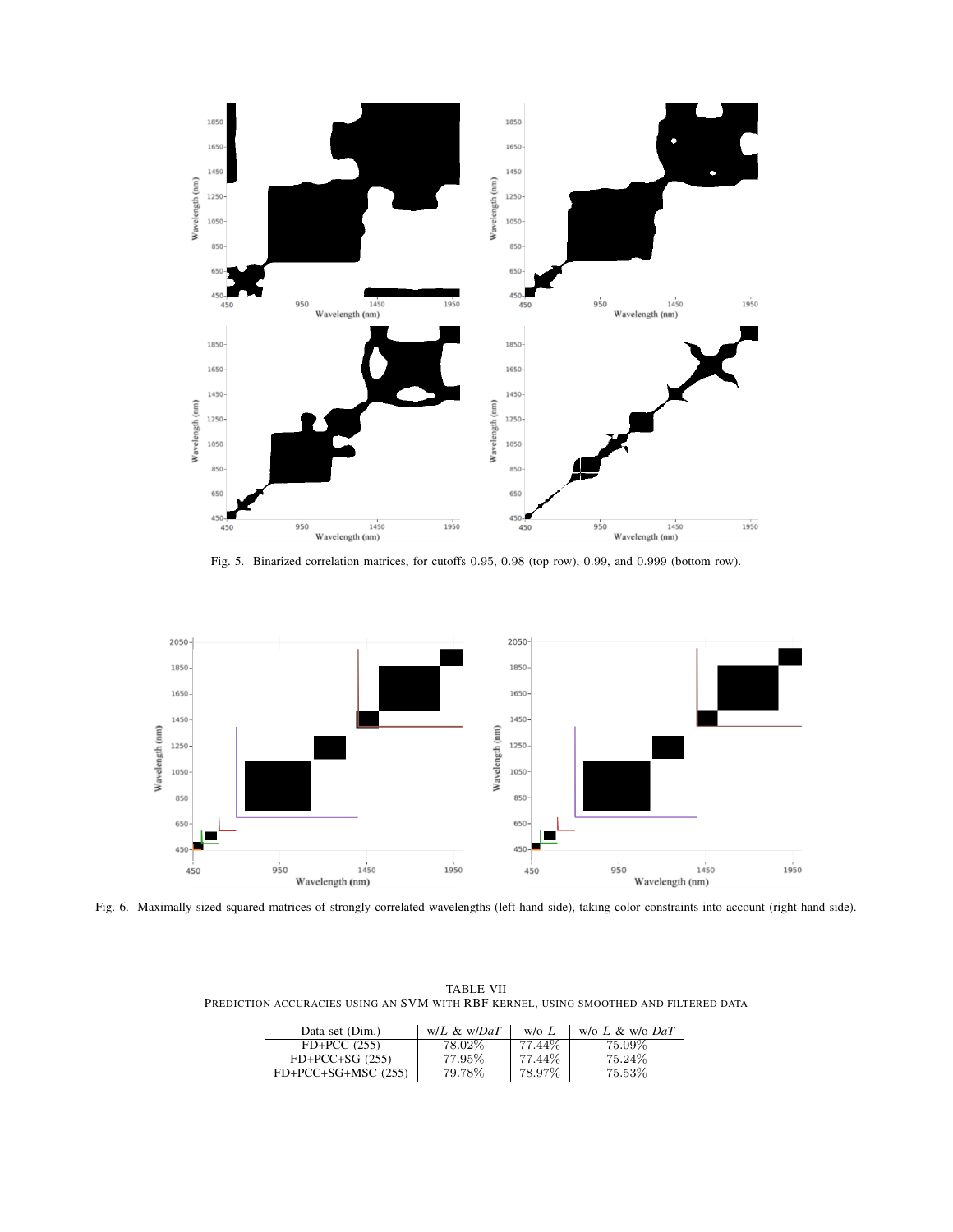Fig. 5. Binarized correlation matrices, for cutoffs 0.95, 0.98 (top row), 0.99, and 0.999 (bottom row).

Fig. 6. Maximally sized squared matrices of strongly correlated wavelengths (left-hand side), taking color constraints into account (right-hand side).

TABLE VII

PREDICTION ACCURACIES USING AN SVM WITH RBF KERNEL, USING SMOOTHED AND FILTERED DATA

| Data set (Dim.) | w/$L$ & w/$DaT$ | w/o $L$ | w/o $L$ & w/o $DaT$ |
|---|---|---|---|
| FD+PCC (255) | 78.02% | 77.44% | 75.09% |
| FD+PCC+SG (255) | 77.95% | 77.44% | 75.24% |
| FD+PCC+SG+MSC (255) | 79.78% | 78.97% | 75.53% |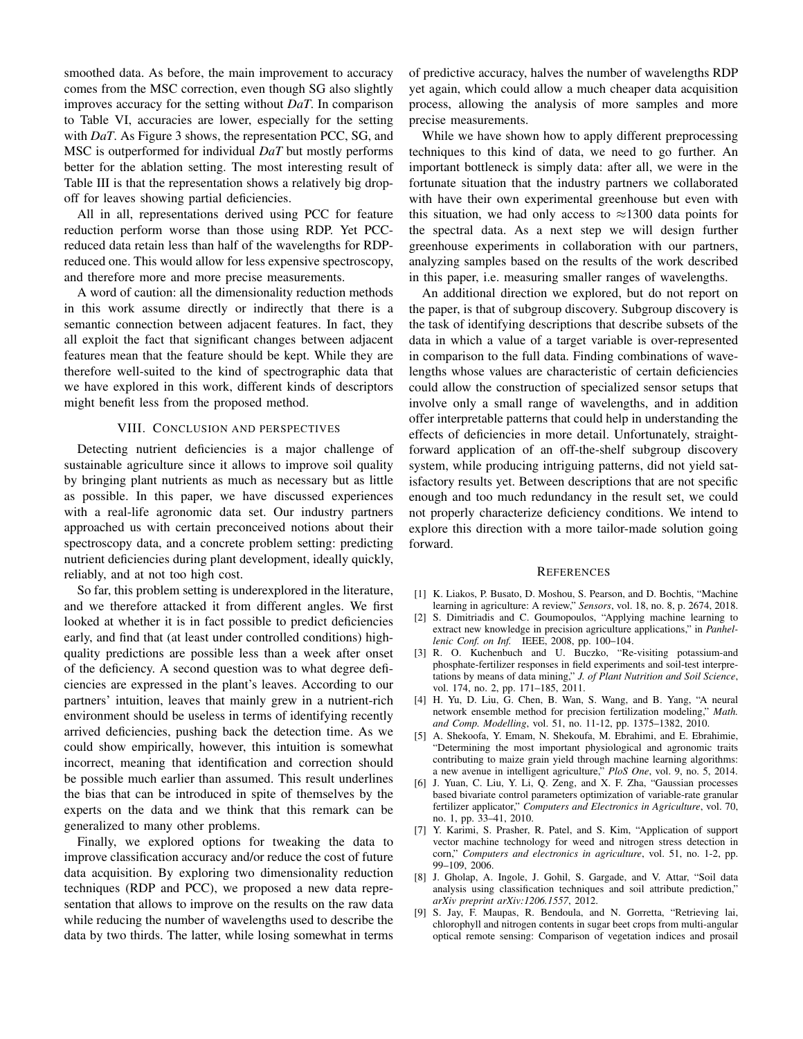smoothed data. As before, the main improvement to accuracy comes from the MSC correction, even though SG also slightly improves accuracy for the setting without *DaT*. In comparison to Table VI, accuracies are lower, especially for the setting with *DaT*. As Figure 3 shows, the representation PCC, SG, and MSC is outperformed for individual *DaT* but mostly performs better for the ablation setting. The most interesting result of Table III is that the representation shows a relatively big drop-off for leaves showing partial deficiencies.

All in all, representations derived using PCC for feature reduction perform worse than those using RDP. Yet PCC-reduced data retain less than half of the wavelengths for RDP-reduced one. This would allow for less expensive spectroscopy, and therefore more and more precise measurements.

A word of caution: all the dimensionality reduction methods in this work assume directly or indirectly that there is a semantic connection between adjacent features. In fact, they all exploit the fact that significant changes between adjacent features mean that the feature should be kept. While they are therefore well-suited to the kind of spectrographic data that we have explored in this work, different kinds of descriptors might benefit less from the proposed method.

## VIII. Conclusion and perspectives

Detecting nutrient deficiencies is a major challenge of sustainable agriculture since it allows to improve soil quality by bringing plant nutrients as much as necessary but as little as possible. In this paper, we have discussed experiences with a real-life agronomic data set. Our industry partners approached us with certain preconceived notions about their spectroscopy data, and a concrete problem setting: predicting nutrient deficiencies during plant development, ideally quickly, reliably, and at not too high cost.

So far, this problem setting is underexplored in the literature, and we therefore attacked it from different angles. We first looked at whether it is in fact possible to predict deficiencies early, and find that (at least under controlled conditions) high-quality predictions are possible less than a week after onset of the deficiency. A second question was to what degree deficiencies are expressed in the plant's leaves. According to our partners' intuition, leaves that mainly grew in a nutrient-rich environment should be useless in terms of identifying recently arrived deficiencies, pushing back the detection time. As we could show empirically, however, this intuition is somewhat incorrect, meaning that identification and correction should be possible much earlier than assumed. This result underlines the bias that can be introduced in spite of themselves by the experts on the data and we think that this remark can be generalized to many other problems.

Finally, we explored options for tweaking the data to improve classification accuracy and/or reduce the cost of future data acquisition. By exploring two dimensionality reduction techniques (RDP and PCC), we proposed a new data representation that allows to improve on the results on the raw data while reducing the number of wavelengths used to describe the data by two thirds. The latter, while losing somewhat in terms of predictive accuracy, halves the number of wavelengths RDP yet again, which could allow a much cheaper data acquisition process, allowing the analysis of more samples and more precise measurements.

While we have shown how to apply different preprocessing techniques to this kind of data, we need to go further. An important bottleneck is simply data: after all, we were in the fortunate situation that the industry partners we collaborated with have their own experimental greenhouse but even with this situation, we had only access to $\approx$1300 data points for the spectral data. As a next step we will design further greenhouse experiments in collaboration with our partners, analyzing samples based on the results of the work described in this paper, i.e. measuring smaller ranges of wavelengths.

An additional direction we explored, but do not report on the paper, is that of subgroup discovery. Subgroup discovery is the task of identifying descriptions that describe subsets of the data in which a value of a target variable is over-represented in comparison to the full data. Finding combinations of wavelengths whose values are characteristic of certain deficiencies could allow the construction of specialized sensor setups that involve only a small range of wavelengths, and in addition offer interpretable patterns that could help in understanding the effects of deficiencies in more detail. Unfortunately, straightforward application of an off-the-shelf subgroup discovery system, while producing intriguing patterns, did not yield satisfactory results yet. Between descriptions that are not specific enough and too much redundancy in the result set, we could not properly characterize deficiency conditions. We intend to explore this direction with a more tailor-made solution going forward.

## References

[1] K. Liakos, P. Busato, D. Moshou, S. Pearson, and D. Bochtis, "Machine learning in agriculture: A review," *Sensors*, vol. 18, no. 8, p. 2674, 2018.

[2] S. Dimitriadis and C. Goumopoulos, "Applying machine learning to extract new knowledge in precision agriculture applications," in *Panhellenic Conf. on Inf.* IEEE, 2008, pp. 100–104.

[3] R. O. Kuchenbuch and U. Buczko, "Re-visiting potassium-and phosphate-fertilizer responses in field experiments and soil-test interpretations by means of data mining," *J. of Plant Nutrition and Soil Science*, vol. 174, no. 2, pp. 171–185, 2011.

[4] H. Yu, D. Liu, G. Chen, B. Wan, S. Wang, and B. Yang, "A neural network ensemble method for precision fertilization modeling," *Math. and Comp. Modelling*, vol. 51, no. 11-12, pp. 1375–1382, 2010.

[5] A. Shekoofa, Y. Emam, N. Shekoufa, M. Ebrahimi, and E. Ebrahimie, "Determining the most important physiological and agronomic traits contributing to maize grain yield through machine learning algorithms: a new avenue in intelligent agriculture," *PloS One*, vol. 9, no. 5, 2014.

[6] J. Yuan, C. Liu, Y. Li, Q. Zeng, and X. F. Zha, "Gaussian processes based bivariate control parameters optimization of variable-rate granular fertilizer applicator," *Computers and Electronics in Agriculture*, vol. 70, no. 1, pp. 33–41, 2010.

[7] Y. Karimi, S. Prasher, R. Patel, and S. Kim, "Application of support vector machine technology for weed and nitrogen stress detection in corn," *Computers and electronics in agriculture*, vol. 51, no. 1-2, pp. 99–109, 2006.

[8] J. Gholap, A. Ingole, J. Gohil, S. Gargade, and V. Attar, "Soil data analysis using classification techniques and soil attribute prediction," *arXiv preprint arXiv:1206.1557*, 2012.

[9] S. Jay, F. Maupas, R. Bendoula, and N. Gorretta, "Retrieving lai, chlorophyll and nitrogen contents in sugar beet crops from multi-angular optical remote sensing: Comparison of vegetation indices and prosail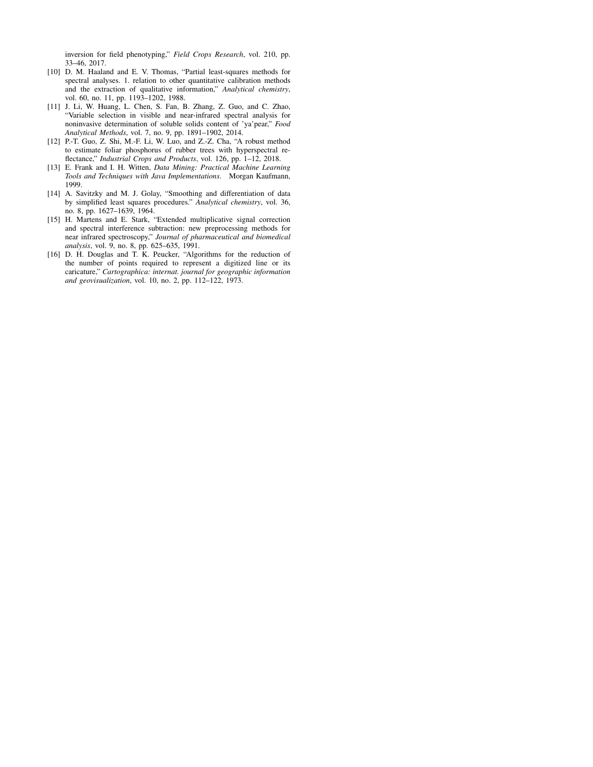inversion for field phenotyping," *Field Crops Research*, vol. 210, pp. 33–46, 2017.

[10] D. M. Haaland and E. V. Thomas, "Partial least-squares methods for spectral analyses. 1. relation to other quantitative calibration methods and the extraction of qualitative information," *Analytical chemistry*, vol. 60, no. 11, pp. 1193–1202, 1988.

[11] J. Li, W. Huang, L. Chen, S. Fan, B. Zhang, Z. Guo, and C. Zhao, "Variable selection in visible and near-infrared spectral analysis for noninvasive determination of soluble solids content of 'ya'pear," *Food Analytical Methods*, vol. 7, no. 9, pp. 1891–1902, 2014.

[12] P.-T. Guo, Z. Shi, M.-F. Li, W. Luo, and Z.-Z. Cha, "A robust method to estimate foliar phosphorus of rubber trees with hyperspectral reflectance," *Industrial Crops and Products*, vol. 126, pp. 1–12, 2018.

[13] E. Frank and I. H. Witten, *Data Mining: Practical Machine Learning Tools and Techniques with Java Implementations*. Morgan Kaufmann, 1999.

[14] A. Savitzky and M. J. Golay, "Smoothing and differentiation of data by simplified least squares procedures." *Analytical chemistry*, vol. 36, no. 8, pp. 1627–1639, 1964.

[15] H. Martens and E. Stark, "Extended multiplicative signal correction and spectral interference subtraction: new preprocessing methods for near infrared spectroscopy," *Journal of pharmaceutical and biomedical analysis*, vol. 9, no. 8, pp. 625–635, 1991.

[16] D. H. Douglas and T. K. Peucker, "Algorithms for the reduction of the number of points required to represent a digitized line or its caricature," *Cartographica: internat. journal for geographic information and geovisualization*, vol. 10, no. 2, pp. 112–122, 1973.